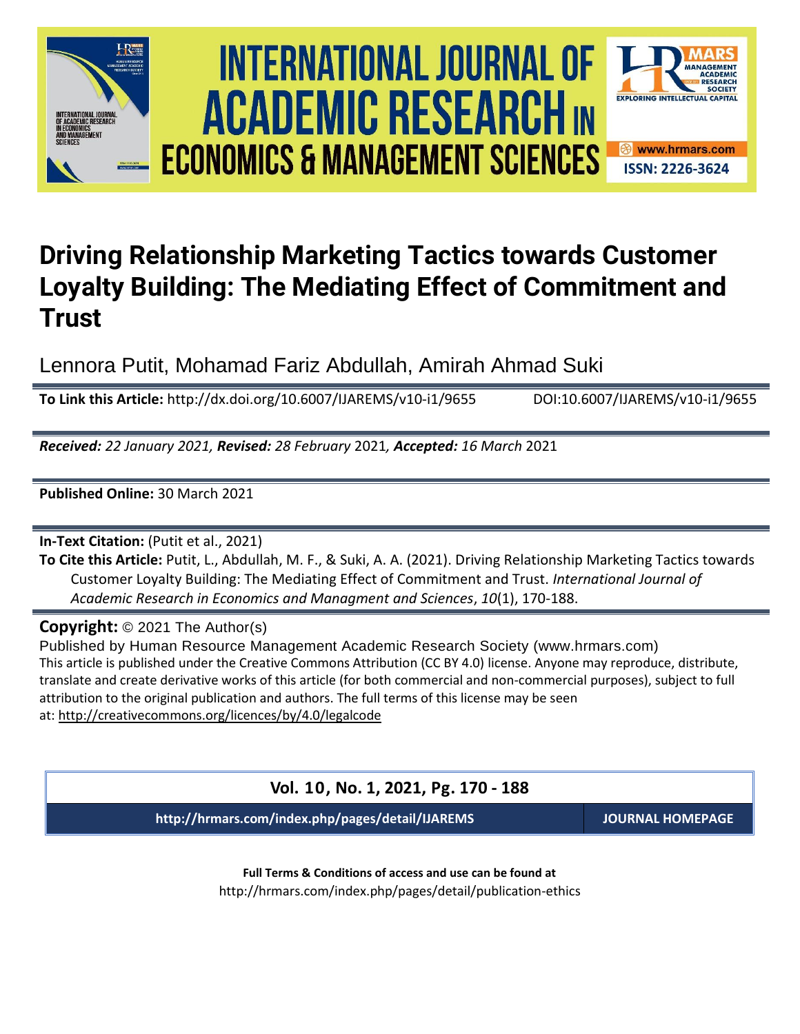# Driving Relationship Marketing Tactics towards Customer Loyalty Building: The Mediating Effect of Commitment and Trust

Lennora Putit, Mohamad Fariz Abdullah, Amirah Ahmad Suki

**To Link this Article:** http://dx.doi.org/10.6007/IJAREMS/v10-i1/9655 DOI:10.6007/IJAREMS/v10-i1/9655

***Received:*** *22 January 2021,* ***Revised:*** *28 February* 2021*,* ***Accepted:*** *16 March* 2021

**Published Online:** 30 March 2021

**In-Text Citation:** (Putit et al., 2021)

**To Cite this Article:** Putit, L., Abdullah, M. F., & Suki, A. A. (2021). Driving Relationship Marketing Tactics towards Customer Loyalty Building: The Mediating Effect of Commitment and Trust. *International Journal of Academic Research in Economics and Managment and Sciences*, *10*(1), 170-188.

**Copyright:** © 2021 The Author(s)

Published by Human Resource Management Academic Research Society (www.hrmars.com)

This article is published under the Creative Commons Attribution (CC BY 4.0) license. Anyone may reproduce, distribute, translate and create derivative works of this article (for both commercial and non-commercial purposes), subject to full attribution to the original publication and authors. The full terms of this license may be seen at: http://creativecommons.org/licences/by/4.0/legalcode

**Vol. 10, No. 1, 2021, Pg. 170 - 188**

**http://hrmars.com/index.php/pages/detail/IJAREMS** **JOURNAL HOMEPAGE**

**Full Terms & Conditions of access and use can be found at**

http://hrmars.com/index.php/pages/detail/publication-ethics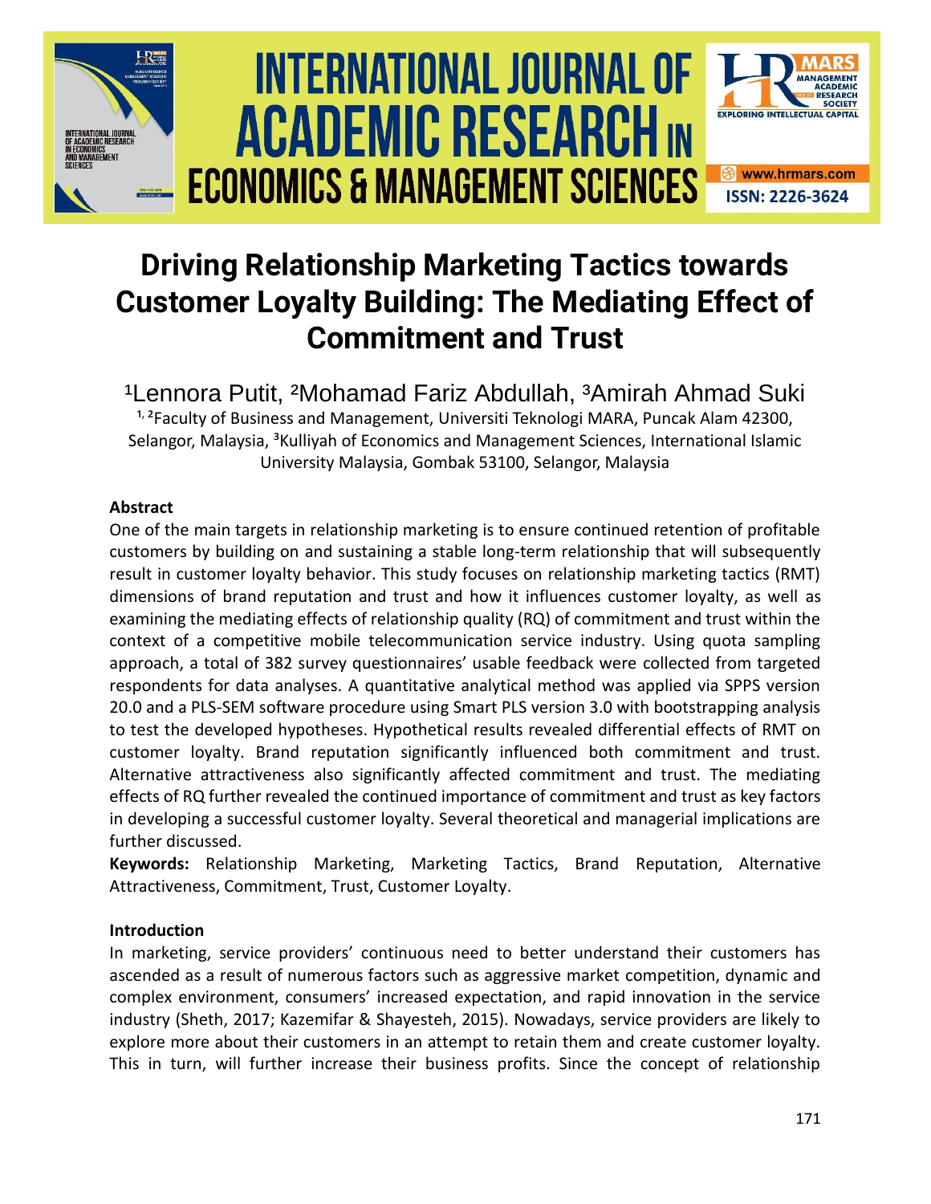# Driving Relationship Marketing Tactics towards Customer Loyalty Building: The Mediating Effect of Commitment and Trust

[1]Lennora Putit, [2]Mohamad Fariz Abdullah, [3]Amirah Ahmad Suki

[1, 2]Faculty of Business and Management, Universiti Teknologi MARA, Puncak Alam 42300, Selangor, Malaysia, [3]Kulliyah of Economics and Management Sciences, International Islamic University Malaysia, Gombak 53100, Selangor, Malaysia

### Abstract

One of the main targets in relationship marketing is to ensure continued retention of profitable customers by building on and sustaining a stable long-term relationship that will subsequently result in customer loyalty behavior. This study focuses on relationship marketing tactics (RMT) dimensions of brand reputation and trust and how it influences customer loyalty, as well as examining the mediating effects of relationship quality (RQ) of commitment and trust within the context of a competitive mobile telecommunication service industry. Using quota sampling approach, a total of 382 survey questionnaires' usable feedback were collected from targeted respondents for data analyses. A quantitative analytical method was applied via SPPS version 20.0 and a PLS-SEM software procedure using Smart PLS version 3.0 with bootstrapping analysis to test the developed hypotheses. Hypothetical results revealed differential effects of RMT on customer loyalty. Brand reputation significantly influenced both commitment and trust. Alternative attractiveness also significantly affected commitment and trust. The mediating effects of RQ further revealed the continued importance of commitment and trust as key factors in developing a successful customer loyalty. Several theoretical and managerial implications are further discussed.

**Keywords:** Relationship Marketing, Marketing Tactics, Brand Reputation, Alternative Attractiveness, Commitment, Trust, Customer Loyalty.

### Introduction

In marketing, service providers' continuous need to better understand their customers has ascended as a result of numerous factors such as aggressive market competition, dynamic and complex environment, consumers' increased expectation, and rapid innovation in the service industry (Sheth, 2017; Kazemifar & Shayesteh, 2015). Nowadays, service providers are likely to explore more about their customers in an attempt to retain them and create customer loyalty. This in turn, will further increase their business profits. Since the concept of relationship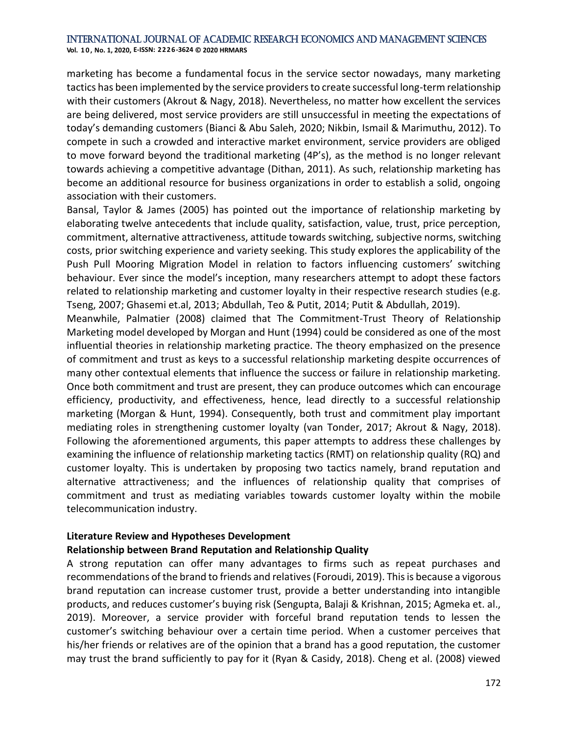marketing has become a fundamental focus in the service sector nowadays, many marketing tactics has been implemented by the service providers to create successful long-term relationship with their customers (Akrout & Nagy, 2018). Nevertheless, no matter how excellent the services are being delivered, most service providers are still unsuccessful in meeting the expectations of today's demanding customers (Bianci & Abu Saleh, 2020; Nikbin, Ismail & Marimuthu, 2012). To compete in such a crowded and interactive market environment, service providers are obliged to move forward beyond the traditional marketing (4P's), as the method is no longer relevant towards achieving a competitive advantage (Dithan, 2011). As such, relationship marketing has become an additional resource for business organizations in order to establish a solid, ongoing association with their customers.

Bansal, Taylor & James (2005) has pointed out the importance of relationship marketing by elaborating twelve antecedents that include quality, satisfaction, value, trust, price perception, commitment, alternative attractiveness, attitude towards switching, subjective norms, switching costs, prior switching experience and variety seeking. This study explores the applicability of the Push Pull Mooring Migration Model in relation to factors influencing customers' switching behaviour. Ever since the model's inception, many researchers attempt to adopt these factors related to relationship marketing and customer loyalty in their respective research studies (e.g. Tseng, 2007; Ghasemi et.al, 2013; Abdullah, Teo & Putit, 2014; Putit & Abdullah, 2019).

Meanwhile, Palmatier (2008) claimed that The Commitment-Trust Theory of Relationship Marketing model developed by Morgan and Hunt (1994) could be considered as one of the most influential theories in relationship marketing practice. The theory emphasized on the presence of commitment and trust as keys to a successful relationship marketing despite occurrences of many other contextual elements that influence the success or failure in relationship marketing. Once both commitment and trust are present, they can produce outcomes which can encourage efficiency, productivity, and effectiveness, hence, lead directly to a successful relationship marketing (Morgan & Hunt, 1994). Consequently, both trust and commitment play important mediating roles in strengthening customer loyalty (van Tonder, 2017; Akrout & Nagy, 2018). Following the aforementioned arguments, this paper attempts to address these challenges by examining the influence of relationship marketing tactics (RMT) on relationship quality (RQ) and customer loyalty. This is undertaken by proposing two tactics namely, brand reputation and alternative attractiveness; and the influences of relationship quality that comprises of commitment and trust as mediating variables towards customer loyalty within the mobile telecommunication industry.

## Literature Review and Hypotheses Development

### Relationship between Brand Reputation and Relationship Quality

A strong reputation can offer many advantages to firms such as repeat purchases and recommendations of the brand to friends and relatives (Foroudi, 2019). This is because a vigorous brand reputation can increase customer trust, provide a better understanding into intangible products, and reduces customer's buying risk (Sengupta, Balaji & Krishnan, 2015; Agmeka et. al., 2019). Moreover, a service provider with forceful brand reputation tends to lessen the customer's switching behaviour over a certain time period. When a customer perceives that his/her friends or relatives are of the opinion that a brand has a good reputation, the customer may trust the brand sufficiently to pay for it (Ryan & Casidy, 2018). Cheng et al. (2008) viewed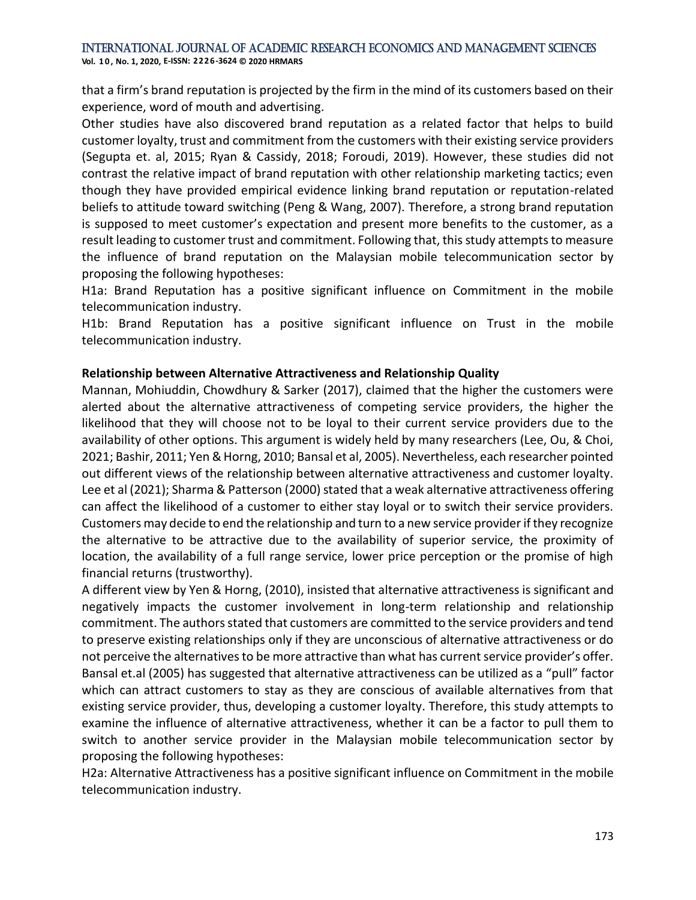that a firm's brand reputation is projected by the firm in the mind of its customers based on their experience, word of mouth and advertising.

Other studies have also discovered brand reputation as a related factor that helps to build customer loyalty, trust and commitment from the customers with their existing service providers (Segupta et. al, 2015; Ryan & Cassidy, 2018; Foroudi, 2019). However, these studies did not contrast the relative impact of brand reputation with other relationship marketing tactics; even though they have provided empirical evidence linking brand reputation or reputation-related beliefs to attitude toward switching (Peng & Wang, 2007). Therefore, a strong brand reputation is supposed to meet customer's expectation and present more benefits to the customer, as a result leading to customer trust and commitment. Following that, this study attempts to measure the influence of brand reputation on the Malaysian mobile telecommunication sector by proposing the following hypotheses:

H1a: Brand Reputation has a positive significant influence on Commitment in the mobile telecommunication industry.

H1b: Brand Reputation has a positive significant influence on Trust in the mobile telecommunication industry.

**Relationship between Alternative Attractiveness and Relationship Quality**

Mannan, Mohiuddin, Chowdhury & Sarker (2017), claimed that the higher the customers were alerted about the alternative attractiveness of competing service providers, the higher the likelihood that they will choose not to be loyal to their current service providers due to the availability of other options. This argument is widely held by many researchers (Lee, Ou, & Choi, 2021; Bashir, 2011; Yen & Horng, 2010; Bansal et al, 2005). Nevertheless, each researcher pointed out different views of the relationship between alternative attractiveness and customer loyalty. Lee et al (2021); Sharma & Patterson (2000) stated that a weak alternative attractiveness offering can affect the likelihood of a customer to either stay loyal or to switch their service providers. Customers may decide to end the relationship and turn to a new service provider if they recognize the alternative to be attractive due to the availability of superior service, the proximity of location, the availability of a full range service, lower price perception or the promise of high financial returns (trustworthy).

A different view by Yen & Horng, (2010), insisted that alternative attractiveness is significant and negatively impacts the customer involvement in long-term relationship and relationship commitment. The authors stated that customers are committed to the service providers and tend to preserve existing relationships only if they are unconscious of alternative attractiveness or do not perceive the alternatives to be more attractive than what has current service provider's offer. Bansal et.al (2005) has suggested that alternative attractiveness can be utilized as a "pull" factor which can attract customers to stay as they are conscious of available alternatives from that existing service provider, thus, developing a customer loyalty. Therefore, this study attempts to examine the influence of alternative attractiveness, whether it can be a factor to pull them to switch to another service provider in the Malaysian mobile telecommunication sector by proposing the following hypotheses:

H2a: Alternative Attractiveness has a positive significant influence on Commitment in the mobile telecommunication industry.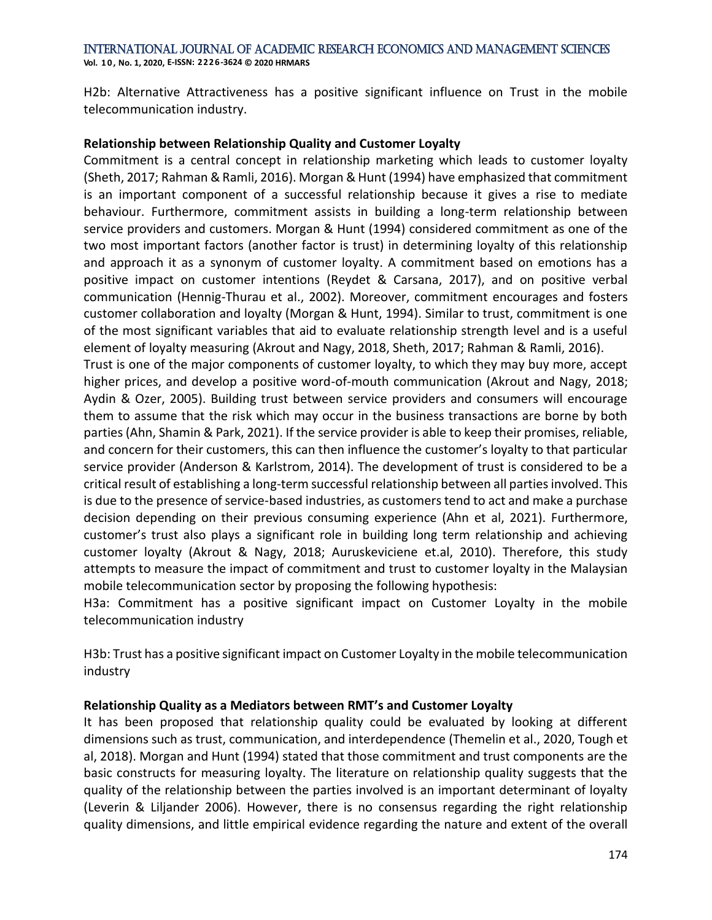H2b: Alternative Attractiveness has a positive significant influence on Trust in the mobile telecommunication industry.

**Relationship between Relationship Quality and Customer Loyalty**

Commitment is a central concept in relationship marketing which leads to customer loyalty (Sheth, 2017; Rahman & Ramli, 2016). Morgan & Hunt (1994) have emphasized that commitment is an important component of a successful relationship because it gives a rise to mediate behaviour. Furthermore, commitment assists in building a long-term relationship between service providers and customers. Morgan & Hunt (1994) considered commitment as one of the two most important factors (another factor is trust) in determining loyalty of this relationship and approach it as a synonym of customer loyalty. A commitment based on emotions has a positive impact on customer intentions (Reydet & Carsana, 2017), and on positive verbal communication (Hennig-Thurau et al., 2002). Moreover, commitment encourages and fosters customer collaboration and loyalty (Morgan & Hunt, 1994). Similar to trust, commitment is one of the most significant variables that aid to evaluate relationship strength level and is a useful element of loyalty measuring (Akrout and Nagy, 2018, Sheth, 2017; Rahman & Ramli, 2016).

Trust is one of the major components of customer loyalty, to which they may buy more, accept higher prices, and develop a positive word-of-mouth communication (Akrout and Nagy, 2018; Aydin & Ozer, 2005). Building trust between service providers and consumers will encourage them to assume that the risk which may occur in the business transactions are borne by both parties (Ahn, Shamin & Park, 2021). If the service provider is able to keep their promises, reliable, and concern for their customers, this can then influence the customer's loyalty to that particular service provider (Anderson & Karlstrom, 2014). The development of trust is considered to be a critical result of establishing a long-term successful relationship between all parties involved. This is due to the presence of service-based industries, as customers tend to act and make a purchase decision depending on their previous consuming experience (Ahn et al, 2021). Furthermore, customer's trust also plays a significant role in building long term relationship and achieving customer loyalty (Akrout & Nagy, 2018; Auruskeviciene et.al, 2010). Therefore, this study attempts to measure the impact of commitment and trust to customer loyalty in the Malaysian mobile telecommunication sector by proposing the following hypothesis:

H3a: Commitment has a positive significant impact on Customer Loyalty in the mobile telecommunication industry

H3b: Trust has a positive significant impact on Customer Loyalty in the mobile telecommunication industry

**Relationship Quality as a Mediators between RMT's and Customer Loyalty**

It has been proposed that relationship quality could be evaluated by looking at different dimensions such as trust, communication, and interdependence (Themelin et al., 2020, Tough et al, 2018). Morgan and Hunt (1994) stated that those commitment and trust components are the basic constructs for measuring loyalty. The literature on relationship quality suggests that the quality of the relationship between the parties involved is an important determinant of loyalty (Leverin & Liljander 2006). However, there is no consensus regarding the right relationship quality dimensions, and little empirical evidence regarding the nature and extent of the overall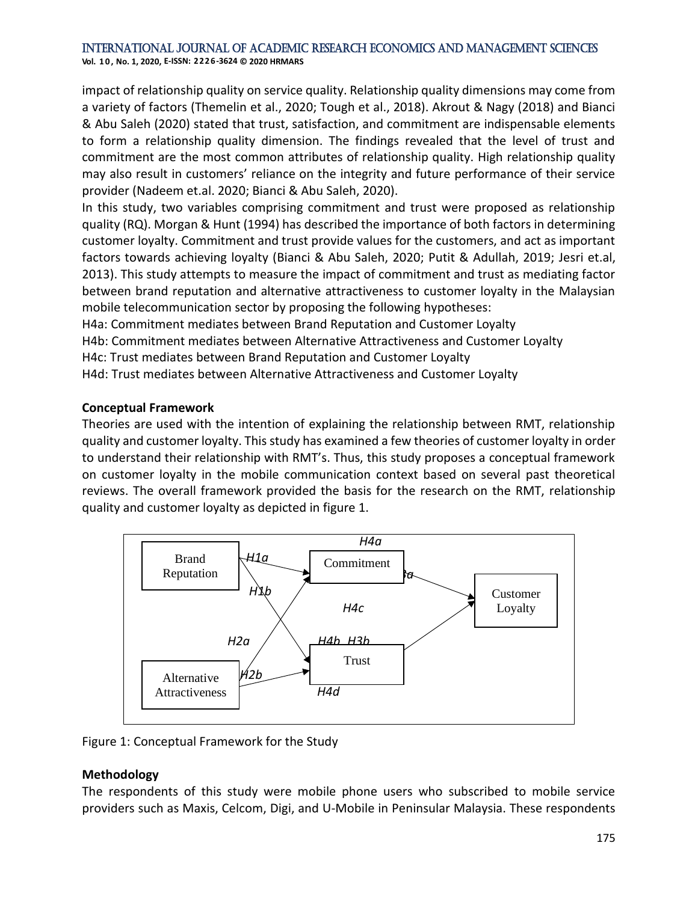impact of relationship quality on service quality. Relationship quality dimensions may come from a variety of factors (Themelin et al., 2020; Tough et al., 2018). Akrout & Nagy (2018) and Bianci & Abu Saleh (2020) stated that trust, satisfaction, and commitment are indispensable elements to form a relationship quality dimension. The findings revealed that the level of trust and commitment are the most common attributes of relationship quality. High relationship quality may also result in customers' reliance on the integrity and future performance of their service provider (Nadeem et.al. 2020; Bianci & Abu Saleh, 2020).

In this study, two variables comprising commitment and trust were proposed as relationship quality (RQ). Morgan & Hunt (1994) has described the importance of both factors in determining customer loyalty. Commitment and trust provide values for the customers, and act as important factors towards achieving loyalty (Bianci & Abu Saleh, 2020; Putit & Adullah, 2019; Jesri et.al, 2013). This study attempts to measure the impact of commitment and trust as mediating factor between brand reputation and alternative attractiveness to customer loyalty in the Malaysian mobile telecommunication sector by proposing the following hypotheses:

H4a: Commitment mediates between Brand Reputation and Customer Loyalty
H4b: Commitment mediates between Alternative Attractiveness and Customer Loyalty
H4c: Trust mediates between Brand Reputation and Customer Loyalty
H4d: Trust mediates between Alternative Attractiveness and Customer Loyalty

**Conceptual Framework**

Theories are used with the intention of explaining the relationship between RMT, relationship quality and customer loyalty. This study has examined a few theories of customer loyalty in order to understand their relationship with RMT's. Thus, this study proposes a conceptual framework on customer loyalty in the mobile communication context based on several past theoretical reviews. The overall framework provided the basis for the research on the RMT, relationship quality and customer loyalty as depicted in figure 1.

Figure 1: Conceptual Framework for the Study

**Methodology**

The respondents of this study were mobile phone users who subscribed to mobile service providers such as Maxis, Celcom, Digi, and U-Mobile in Peninsular Malaysia. These respondents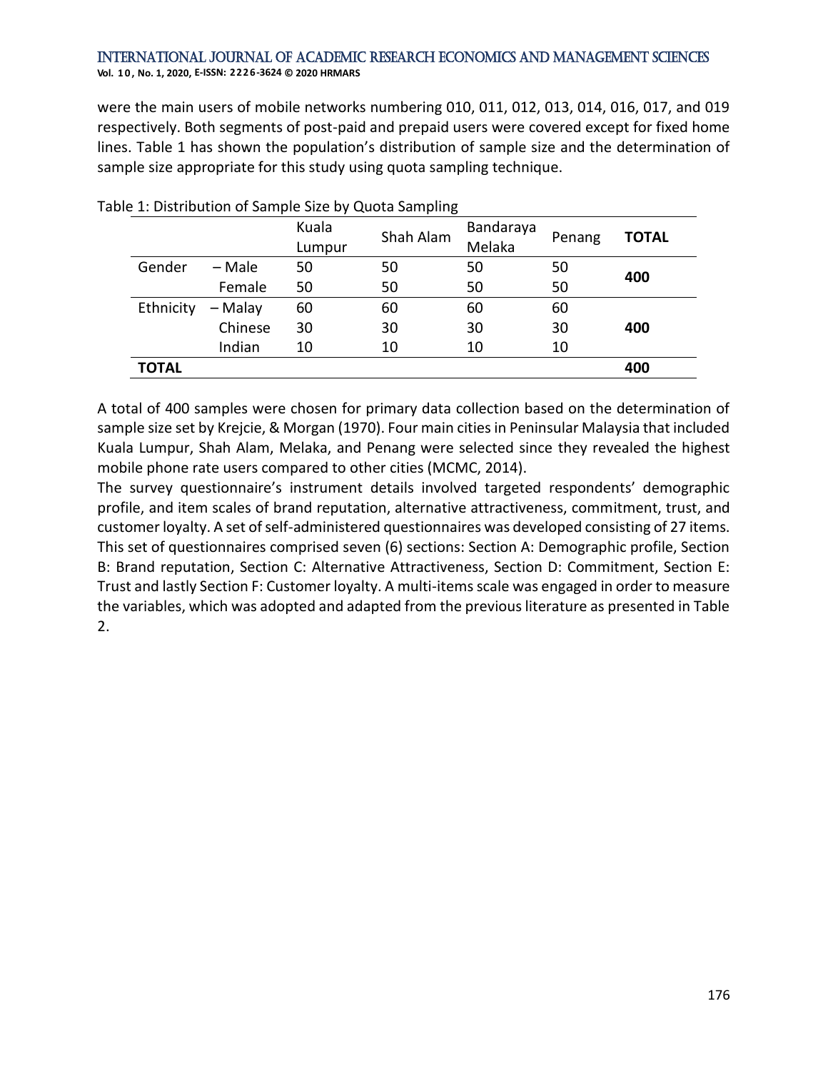were the main users of mobile networks numbering 010, 011, 012, 013, 014, 016, 017, and 019 respectively. Both segments of post-paid and prepaid users were covered except for fixed home lines. Table 1 has shown the population's distribution of sample size and the determination of sample size appropriate for this study using quota sampling technique.

Table 1: Distribution of Sample Size by Quota Sampling

| | | Kuala Lumpur | Shah Alam | Bandaraya Melaka | Penang | **TOTAL** |
|---|---|---|---|---|---|---|
| Gender | – Male | 50 | 50 | 50 | 50 | **400** |
| | Female | 50 | 50 | 50 | 50 | |
| Ethnicity | – Malay | 60 | 60 | 60 | 60 | |
| | Chinese | 30 | 30 | 30 | 30 | **400** |
| | Indian | 10 | 10 | 10 | 10 | |
| **TOTAL** | | | | | | **400** |

A total of 400 samples were chosen for primary data collection based on the determination of sample size set by Krejcie, & Morgan (1970). Four main cities in Peninsular Malaysia that included Kuala Lumpur, Shah Alam, Melaka, and Penang were selected since they revealed the highest mobile phone rate users compared to other cities (MCMC, 2014).

The survey questionnaire's instrument details involved targeted respondents' demographic profile, and item scales of brand reputation, alternative attractiveness, commitment, trust, and customer loyalty. A set of self-administered questionnaires was developed consisting of 27 items. This set of questionnaires comprised seven (6) sections: Section A: Demographic profile, Section B: Brand reputation, Section C: Alternative Attractiveness, Section D: Commitment, Section E: Trust and lastly Section F: Customer loyalty. A multi-items scale was engaged in order to measure the variables, which was adopted and adapted from the previous literature as presented in Table 2.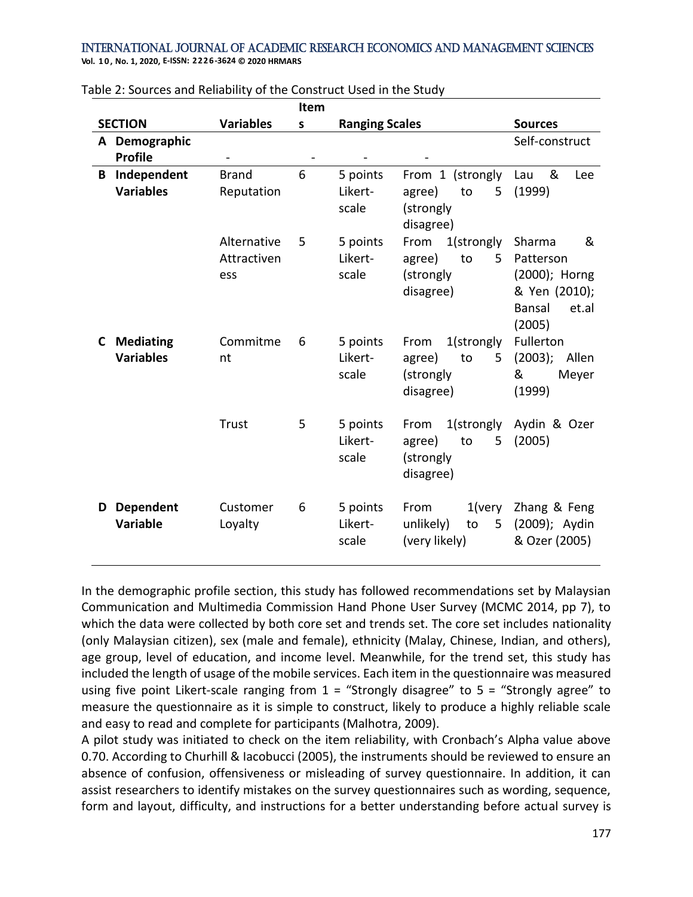Table 2: Sources and Reliability of the Construct Used in the Study

| SECTION | | Variables | Items | Ranging Scales | | Sources |
|---|---|---|---|---|---|---|
| A | **Demographic Profile** | - | - | - | - | Self-construct |
| B | **Independent Variables** | Brand Reputation | 6 | 5 points Likert-scale | From 1 (strongly agree) to 5 (strongly disagree) | Lau & Lee (1999) |
| | | Alternative Attractiveness | 5 | 5 points Likert-scale | From 1(strongly agree) to 5 (strongly disagree) | Sharma & Patterson (2000); Horng & Yen (2010); Bansal et.al (2005) |
| C | **Mediating Variables** | Commitment | 6 | 5 points Likert-scale | From 1(strongly agree) to 5 (strongly disagree) | Fullerton (2003); Allen & Meyer (1999) |
| | | Trust | 5 | 5 points Likert-scale | From 1(strongly agree) to 5 (strongly disagree) | Aydin & Ozer (2005) |
| D | **Dependent Variable** | Customer Loyalty | 6 | 5 points Likert-scale | From 1(very unlikely) to 5 (very likely) | Zhang & Feng (2009); Aydin & Ozer (2005) |

In the demographic profile section, this study has followed recommendations set by Malaysian Communication and Multimedia Commission Hand Phone User Survey (MCMC 2014, pp 7), to which the data were collected by both core set and trends set. The core set includes nationality (only Malaysian citizen), sex (male and female), ethnicity (Malay, Chinese, Indian, and others), age group, level of education, and income level. Meanwhile, for the trend set, this study has included the length of usage of the mobile services. Each item in the questionnaire was measured using five point Likert-scale ranging from 1 = "Strongly disagree" to 5 = "Strongly agree" to measure the questionnaire as it is simple to construct, likely to produce a highly reliable scale and easy to read and complete for participants (Malhotra, 2009).

A pilot study was initiated to check on the item reliability, with Cronbach's Alpha value above 0.70. According to Churhill & Iacobucci (2005), the instruments should be reviewed to ensure an absence of confusion, offensiveness or misleading of survey questionnaire. In addition, it can assist researchers to identify mistakes on the survey questionnaires such as wording, sequence, form and layout, difficulty, and instructions for a better understanding before actual survey is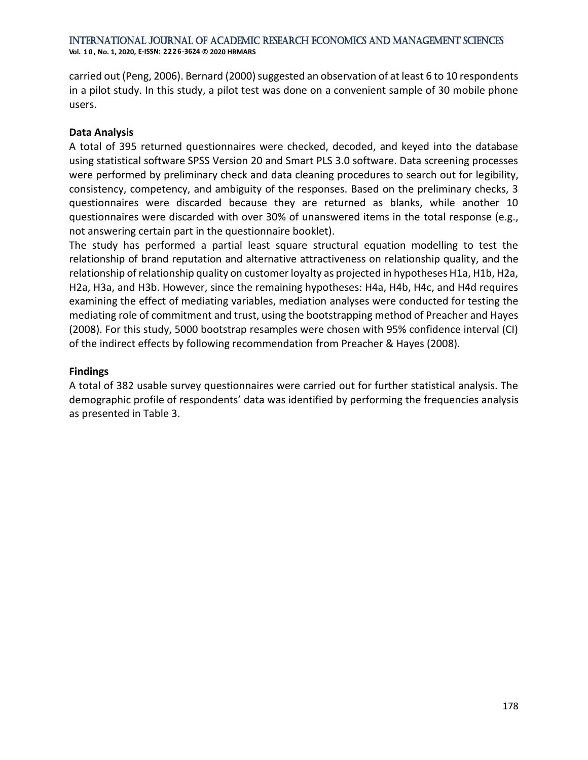carried out (Peng, 2006). Bernard (2000) suggested an observation of at least 6 to 10 respondents in a pilot study. In this study, a pilot test was done on a convenient sample of 30 mobile phone users.

**Data Analysis**

A total of 395 returned questionnaires were checked, decoded, and keyed into the database using statistical software SPSS Version 20 and Smart PLS 3.0 software. Data screening processes were performed by preliminary check and data cleaning procedures to search out for legibility, consistency, competency, and ambiguity of the responses. Based on the preliminary checks, 3 questionnaires were discarded because they are returned as blanks, while another 10 questionnaires were discarded with over 30% of unanswered items in the total response (e.g., not answering certain part in the questionnaire booklet).

The study has performed a partial least square structural equation modelling to test the relationship of brand reputation and alternative attractiveness on relationship quality, and the relationship of relationship quality on customer loyalty as projected in hypotheses H1a, H1b, H2a, H2a, H3a, and H3b. However, since the remaining hypotheses: H4a, H4b, H4c, and H4d requires examining the effect of mediating variables, mediation analyses were conducted for testing the mediating role of commitment and trust, using the bootstrapping method of Preacher and Hayes (2008). For this study, 5000 bootstrap resamples were chosen with 95% confidence interval (CI) of the indirect effects by following recommendation from Preacher & Hayes (2008).

**Findings**

A total of 382 usable survey questionnaires were carried out for further statistical analysis. The demographic profile of respondents' data was identified by performing the frequencies analysis as presented in Table 3.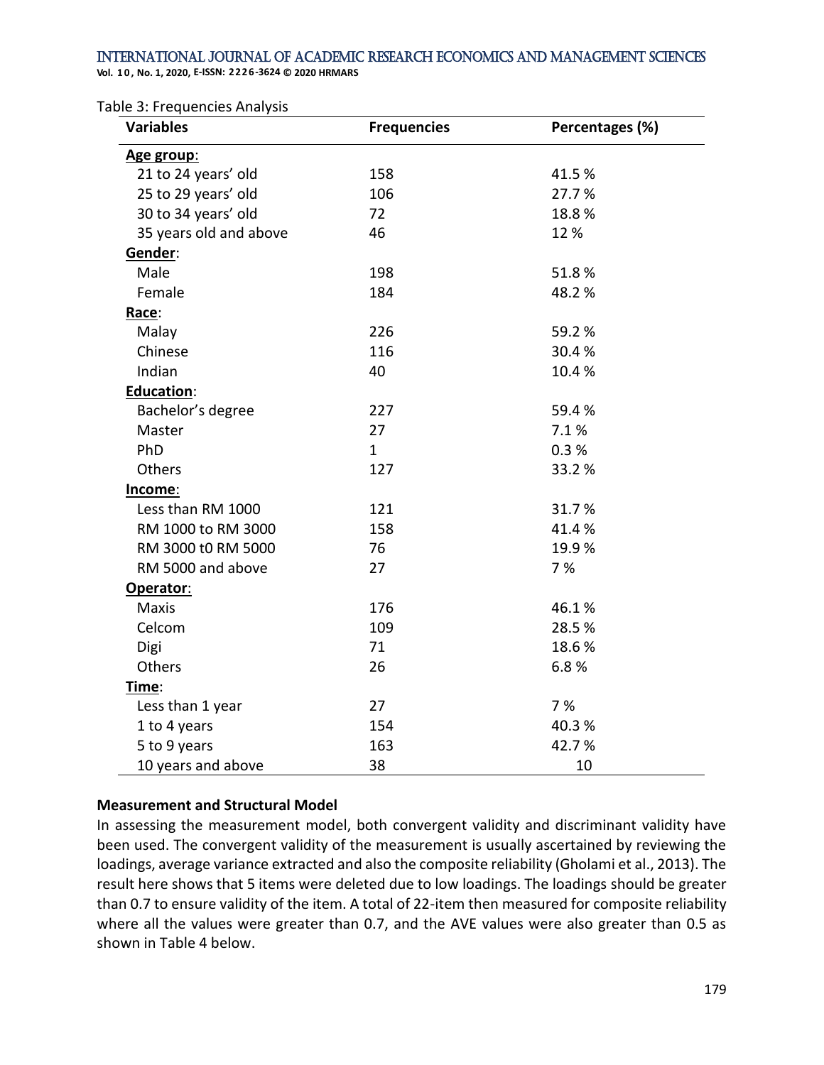Table 3: Frequencies Analysis

| Variables | Frequencies | Percentages (%) |
|---|---|---|
| **Age group**: | | |
| 21 to 24 years' old | 158 | 41.5 % |
| 25 to 29 years' old | 106 | 27.7 % |
| 30 to 34 years' old | 72 | 18.8 % |
| 35 years old and above | 46 | 12 % |
| **Gender**: | | |
| Male | 198 | 51.8 % |
| Female | 184 | 48.2 % |
| **Race**: | | |
| Malay | 226 | 59.2 % |
| Chinese | 116 | 30.4 % |
| Indian | 40 | 10.4 % |
| **Education**: | | |
| Bachelor's degree | 227 | 59.4 % |
| Master | 27 | 7.1 % |
| PhD | 1 | 0.3 % |
| Others | 127 | 33.2 % |
| **Income**: | | |
| Less than RM 1000 | 121 | 31.7 % |
| RM 1000 to RM 3000 | 158 | 41.4 % |
| RM 3000 t0 RM 5000 | 76 | 19.9 % |
| RM 5000 and above | 27 | 7 % |
| **Operator**: | | |
| Maxis | 176 | 46.1 % |
| Celcom | 109 | 28.5 % |
| Digi | 71 | 18.6 % |
| Others | 26 | 6.8 % |
| **Time**: | | |
| Less than 1 year | 27 | 7 % |
| 1 to 4 years | 154 | 40.3 % |
| 5 to 9 years | 163 | 42.7 % |
| 10 years and above | 38 | 10 |

**Measurement and Structural Model**

In assessing the measurement model, both convergent validity and discriminant validity have been used. The convergent validity of the measurement is usually ascertained by reviewing the loadings, average variance extracted and also the composite reliability (Gholami et al., 2013). The result here shows that 5 items were deleted due to low loadings. The loadings should be greater than 0.7 to ensure validity of the item. A total of 22-item then measured for composite reliability where all the values were greater than 0.7, and the AVE values were also greater than 0.5 as shown in Table 4 below.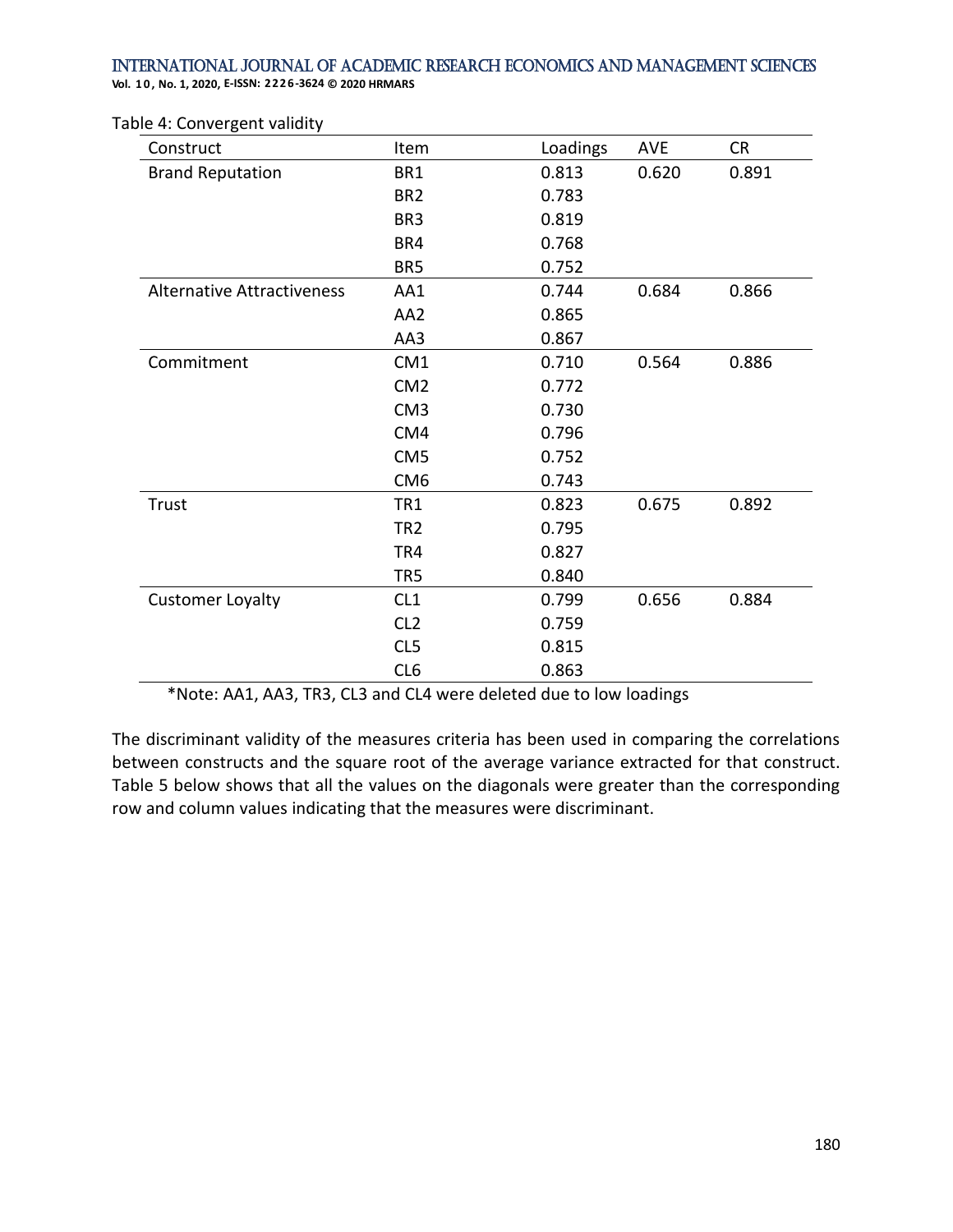Table 4: Convergent validity

| Construct | Item | Loadings | AVE | CR |
|---|---|---|---|---|
| Brand Reputation | BR1 | 0.813 | 0.620 | 0.891 |
| | BR2 | 0.783 | | |
| | BR3 | 0.819 | | |
| | BR4 | 0.768 | | |
| | BR5 | 0.752 | | |
| Alternative Attractiveness | AA1 | 0.744 | 0.684 | 0.866 |
| | AA2 | 0.865 | | |
| | AA3 | 0.867 | | |
| Commitment | CM1 | 0.710 | 0.564 | 0.886 |
| | CM2 | 0.772 | | |
| | CM3 | 0.730 | | |
| | CM4 | 0.796 | | |
| | CM5 | 0.752 | | |
| | CM6 | 0.743 | | |
| Trust | TR1 | 0.823 | 0.675 | 0.892 |
| | TR2 | 0.795 | | |
| | TR4 | 0.827 | | |
| | TR5 | 0.840 | | |
| Customer Loyalty | CL1 | 0.799 | 0.656 | 0.884 |
| | CL2 | 0.759 | | |
| | CL5 | 0.815 | | |
| | CL6 | 0.863 | | |

*Note: AA1, AA3, TR3, CL3 and CL4 were deleted due to low loadings

The discriminant validity of the measures criteria has been used in comparing the correlations between constructs and the square root of the average variance extracted for that construct. Table 5 below shows that all the values on the diagonals were greater than the corresponding row and column values indicating that the measures were discriminant.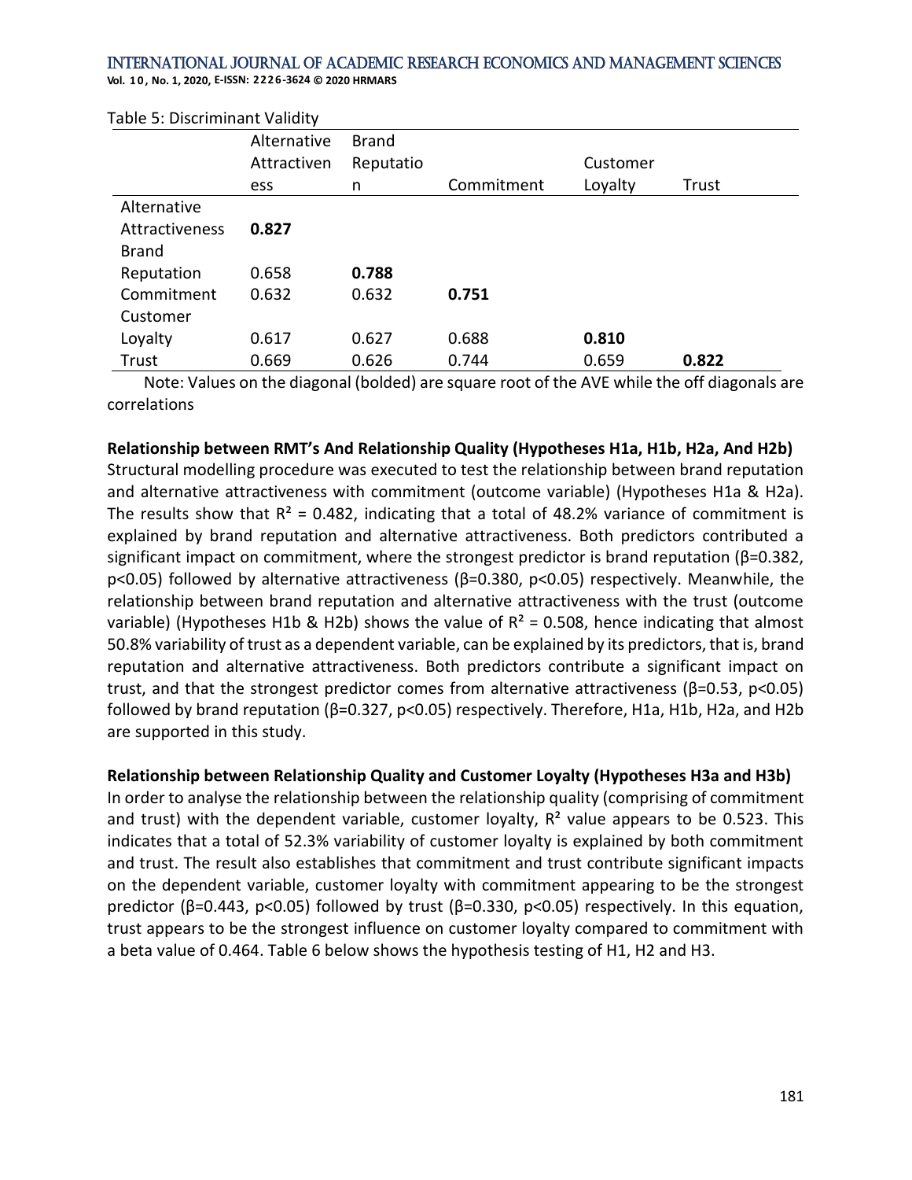Table 5: Discriminant Validity

| | Alternative Attractiveness | Brand Reputation | Commitment | Customer Loyalty | Trust |
|---|---|---|---|---|---|
| Alternative Attractiveness | **0.827** | | | | |
| Brand Reputation | 0.658 | **0.788** | | | |
| Commitment | 0.632 | 0.632 | **0.751** | | |
| Customer Loyalty | 0.617 | 0.627 | 0.688 | **0.810** | |
| Trust | 0.669 | 0.626 | 0.744 | 0.659 | **0.822** |

Note: Values on the diagonal (bolded) are square root of the AVE while the off diagonals are correlations

**Relationship between RMT's And Relationship Quality (Hypotheses H1a, H1b, H2a, And H2b)**

Structural modelling procedure was executed to test the relationship between brand reputation and alternative attractiveness with commitment (outcome variable) (Hypotheses H1a & H2a). The results show that $R^2 = 0.482$, indicating that a total of 48.2% variance of commitment is explained by brand reputation and alternative attractiveness. Both predictors contributed a significant impact on commitment, where the strongest predictor is brand reputation ($\beta=0.382$, $p<0.05$) followed by alternative attractiveness ($\beta=0.380$, $p<0.05$) respectively. Meanwhile, the relationship between brand reputation and alternative attractiveness with the trust (outcome variable) (Hypotheses H1b & H2b) shows the value of $R^2 = 0.508$, hence indicating that almost 50.8% variability of trust as a dependent variable, can be explained by its predictors, that is, brand reputation and alternative attractiveness. Both predictors contribute a significant impact on trust, and that the strongest predictor comes from alternative attractiveness ($\beta=0.53$, $p<0.05$) followed by brand reputation ($\beta=0.327$, $p<0.05$) respectively. Therefore, H1a, H1b, H2a, and H2b are supported in this study.

**Relationship between Relationship Quality and Customer Loyalty (Hypotheses H3a and H3b)**

In order to analyse the relationship between the relationship quality (comprising of commitment and trust) with the dependent variable, customer loyalty, $R^2$ value appears to be 0.523. This indicates that a total of 52.3% variability of customer loyalty is explained by both commitment and trust. The result also establishes that commitment and trust contribute significant impacts on the dependent variable, customer loyalty with commitment appearing to be the strongest predictor ($\beta=0.443$, $p<0.05$) followed by trust ($\beta=0.330$, $p<0.05$) respectively. In this equation, trust appears to be the strongest influence on customer loyalty compared to commitment with a beta value of 0.464. Table 6 below shows the hypothesis testing of H1, H2 and H3.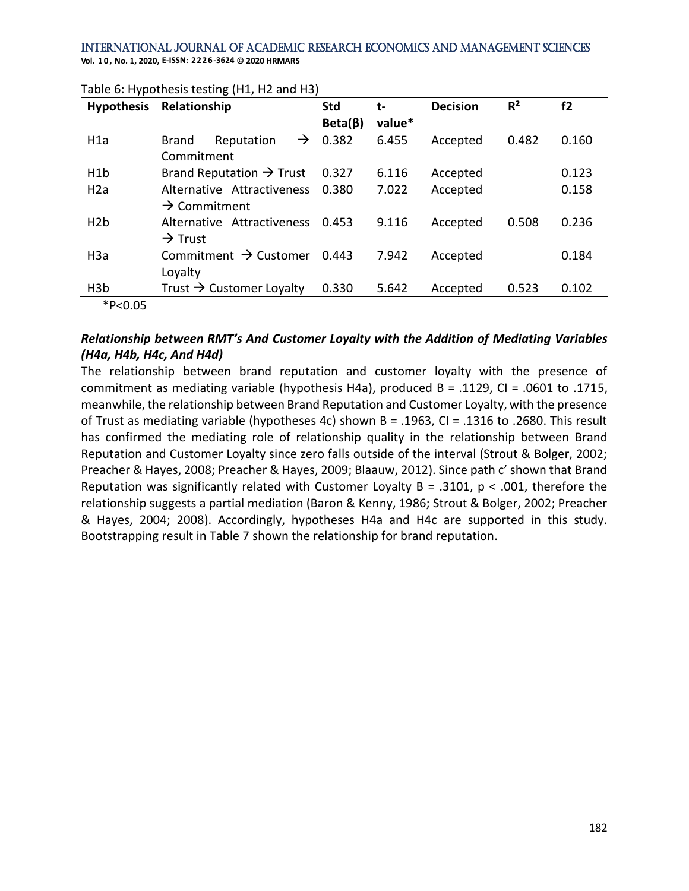Table 6: Hypothesis testing (H1, H2 and H3)

| Hypothesis | Relationship | Std Beta(β) | t-value* | Decision | $R^2$ | f2 |
|---|---|---|---|---|---|---|
| H1a | Brand Reputation → Commitment | 0.382 | 6.455 | Accepted | 0.482 | 0.160 |
| H1b | Brand Reputation → Trust | 0.327 | 6.116 | Accepted | | 0.123 |
| H2a | Alternative Attractiveness → Commitment | 0.380 | 7.022 | Accepted | | 0.158 |
| H2b | Alternative Attractiveness → Trust | 0.453 | 9.116 | Accepted | 0.508 | 0.236 |
| H3a | Commitment → Customer Loyalty | 0.443 | 7.942 | Accepted | | 0.184 |
| H3b | Trust → Customer Loyalty | 0.330 | 5.642 | Accepted | 0.523 | 0.102 |

*P<0.05

### *Relationship between RMT's And Customer Loyalty with the Addition of Mediating Variables (H4a, H4b, H4c, And H4d)*

The relationship between brand reputation and customer loyalty with the presence of commitment as mediating variable (hypothesis H4a), produced B = .1129, CI = .0601 to .1715, meanwhile, the relationship between Brand Reputation and Customer Loyalty, with the presence of Trust as mediating variable (hypotheses 4c) shown B = .1963, CI = .1316 to .2680. This result has confirmed the mediating role of relationship quality in the relationship between Brand Reputation and Customer Loyalty since zero falls outside of the interval (Strout & Bolger, 2002; Preacher & Hayes, 2008; Preacher & Hayes, 2009; Blaauw, 2012). Since path c' shown that Brand Reputation was significantly related with Customer Loyalty B = .3101, $p < .001$, therefore the relationship suggests a partial mediation (Baron & Kenny, 1986; Strout & Bolger, 2002; Preacher & Hayes, 2004; 2008). Accordingly, hypotheses H4a and H4c are supported in this study. Bootstrapping result in Table 7 shown the relationship for brand reputation.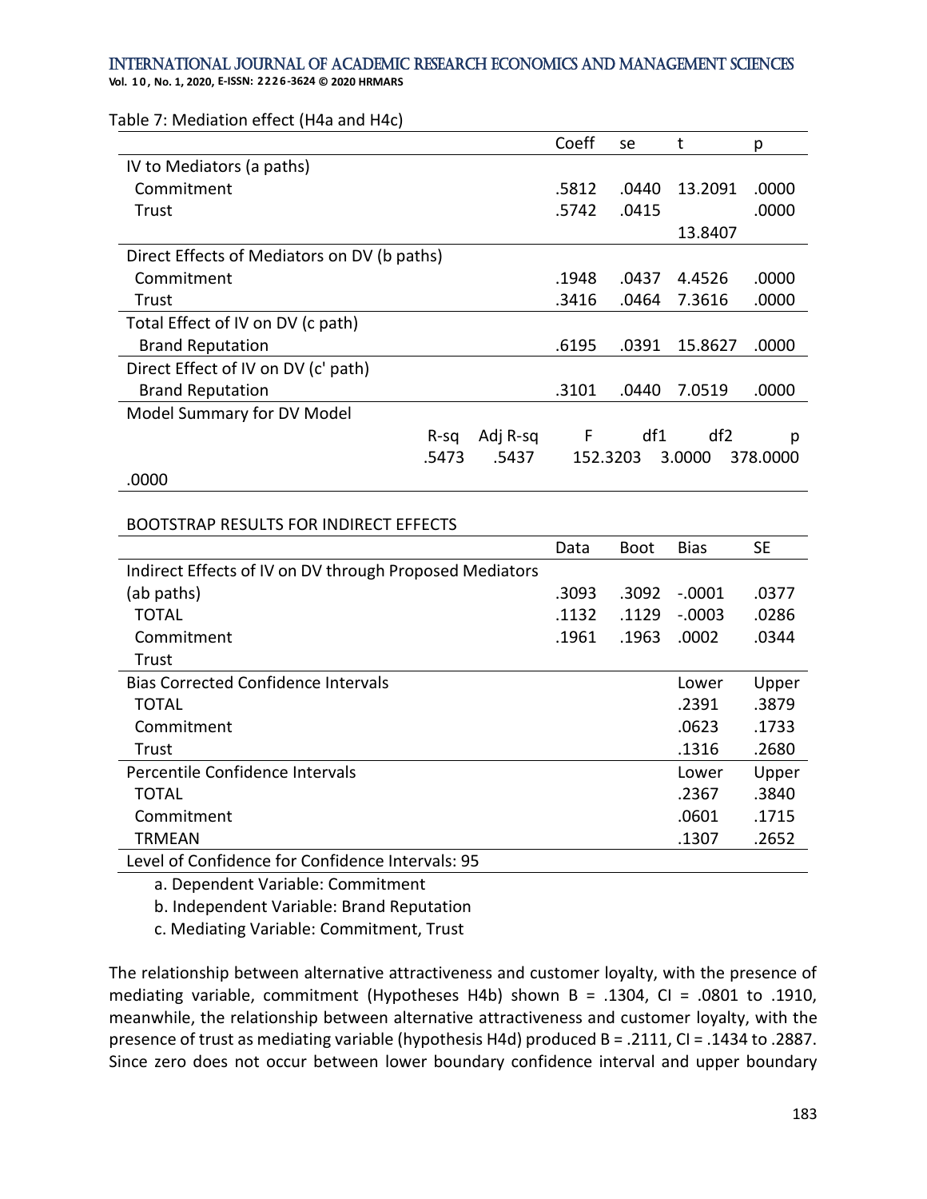Table 7: Mediation effect (H4a and H4c)

| | Coeff | se | t | p |
|---|---|---|---|---|
| IV to Mediators (a paths) | | | | |
| Commitment | .5812 | .0440 | 13.2091 | .0000 |
| Trust | .5742 | .0415 | 13.8407 | .0000 |
| Direct Effects of Mediators on DV (b paths) | | | | |
| Commitment | .1948 | .0437 | 4.4526 | .0000 |
| Trust | .3416 | .0464 | 7.3616 | .0000 |
| Total Effect of IV on DV (c path) | | | | |
| Brand Reputation | .6195 | .0391 | 15.8627 | .0000 |
| Direct Effect of IV on DV (c' path) | | | | |
| Brand Reputation | .3101 | .0440 | 7.0519 | .0000 |

Model Summary for DV Model

| R-sq | Adj R-sq | F | df1 | df2 | p |
|---|---|---|---|---|---|
| .5473 | .5437 | 152.3203 | 3.0000 | 378.0000 | .0000 |

BOOTSTRAP RESULTS FOR INDIRECT EFFECTS

| | Data | Boot | Bias | SE |
|---|---|---|---|---|
| Indirect Effects of IV on DV through Proposed Mediators (ab paths) | | | | |
| TOTAL | .3093 | .3092 | -.0001 | .0377 |
| Commitment | .1132 | .1129 | -.0003 | .0286 |
| Trust | .1961 | .1963 | .0002 | .0344 |
| **Bias Corrected Confidence Intervals** | | | Lower | Upper |
| TOTAL | | | .2391 | .3879 |
| Commitment | | | .0623 | .1733 |
| Trust | | | .1316 | .2680 |
| **Percentile Confidence Intervals** | | | Lower | Upper |
| TOTAL | | | .2367 | .3840 |
| Commitment | | | .0601 | .1715 |
| TRMEAN | | | .1307 | .2652 |

Level of Confidence for Confidence Intervals: 95

a. Dependent Variable: Commitment

b. Independent Variable: Brand Reputation

c. Mediating Variable: Commitment, Trust

The relationship between alternative attractiveness and customer loyalty, with the presence of mediating variable, commitment (Hypotheses H4b) shown B = .1304, CI = .0801 to .1910, meanwhile, the relationship between alternative attractiveness and customer loyalty, with the presence of trust as mediating variable (hypothesis H4d) produced B = .2111, CI = .1434 to .2887. Since zero does not occur between lower boundary confidence interval and upper boundary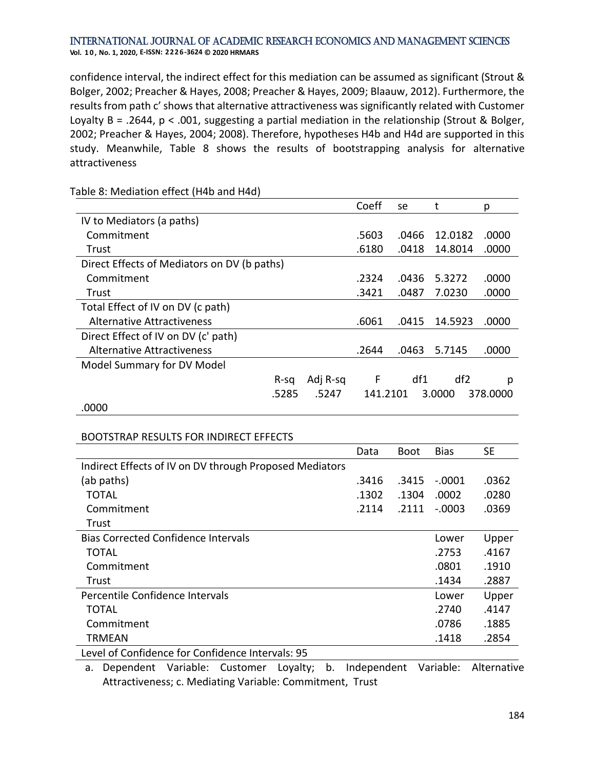confidence interval, the indirect effect for this mediation can be assumed as significant (Strout & Bolger, 2002; Preacher & Hayes, 2008; Preacher & Hayes, 2009; Blaauw, 2012). Furthermore, the results from path c' shows that alternative attractiveness was significantly related with Customer Loyalty B = .2644, $p < .001$, suggesting a partial mediation in the relationship (Strout & Bolger, 2002; Preacher & Hayes, 2004; 2008). Therefore, hypotheses H4b and H4d are supported in this study. Meanwhile, Table 8 shows the results of bootstrapping analysis for alternative attractiveness

Table 8: Mediation effect (H4b and H4d)

| | | | Coeff | se | t | p |
|---|---|---|---|---|---|---|
| IV to Mediators (a paths) | | | | | | |
| Commitment | | | .5603 | .0466 | 12.0182 | .0000 |
| Trust | | | .6180 | .0418 | 14.8014 | .0000 |
| Direct Effects of Mediators on DV (b paths) | | | | | | |
| Commitment | | | .2324 | .0436 | 5.3272 | .0000 |
| Trust | | | .3421 | .0487 | 7.0230 | .0000 |
| Total Effect of IV on DV (c path) | | | | | | |
| Alternative Attractiveness | | | .6061 | .0415 | 14.5923 | .0000 |
| Direct Effect of IV on DV (c' path) | | | | | | |
| Alternative Attractiveness | | | .2644 | .0463 | 5.7145 | .0000 |
| Model Summary for DV Model | | | | | | |
| | R-sq | Adj R-sq | F | df1 | df2 | p |
| | .5285 | .5247 | 141.2101 | 3.0000 | 378.0000 | |
| .0000 | | | | | | |

| BOOTSTRAP RESULTS FOR INDIRECT EFFECTS | Data | Boot | Bias | SE |
|---|---|---|---|---|
| Indirect Effects of IV on DV through Proposed Mediators | | | | |
| (ab paths) | .3416 | .3415 | -.0001 | .0362 |
| TOTAL | .1302 | .1304 | .0002 | .0280 |
| Commitment | .2114 | .2111 | -.0003 | .0369 |
| Trust | | | | |
| Bias Corrected Confidence Intervals | | | Lower | Upper |
| TOTAL | | | .2753 | .4167 |
| Commitment | | | .0801 | .1910 |
| Trust | | | .1434 | .2887 |
| Percentile Confidence Intervals | | | Lower | Upper |
| TOTAL | | | .2740 | .4147 |
| Commitment | | | .0786 | .1885 |
| TRMEAN | | | .1418 | .2854 |
| Level of Confidence for Confidence Intervals: 95 | | | | |

a. Dependent Variable: Customer Loyalty; b. Independent Variable: Alternative Attractiveness; c. Mediating Variable: Commitment, Trust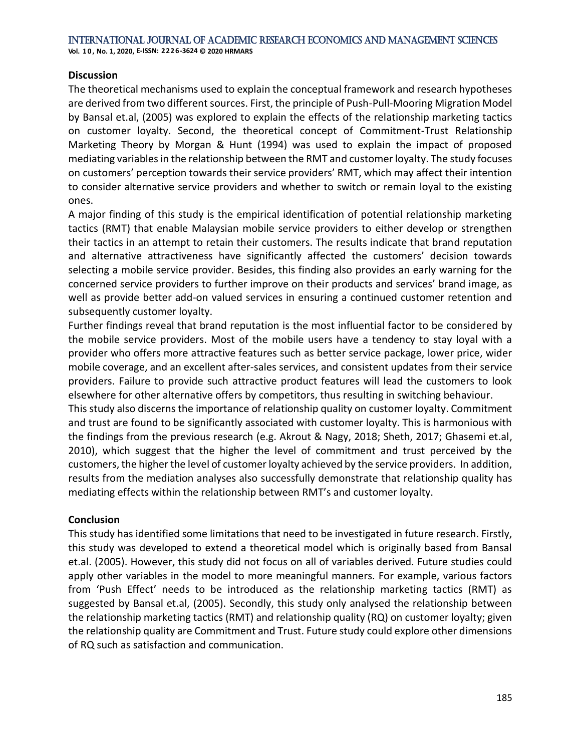## Discussion

The theoretical mechanisms used to explain the conceptual framework and research hypotheses are derived from two different sources. First, the principle of Push-Pull-Mooring Migration Model by Bansal et.al, (2005) was explored to explain the effects of the relationship marketing tactics on customer loyalty. Second, the theoretical concept of Commitment-Trust Relationship Marketing Theory by Morgan & Hunt (1994) was used to explain the impact of proposed mediating variables in the relationship between the RMT and customer loyalty. The study focuses on customers' perception towards their service providers' RMT, which may affect their intention to consider alternative service providers and whether to switch or remain loyal to the existing ones.

A major finding of this study is the empirical identification of potential relationship marketing tactics (RMT) that enable Malaysian mobile service providers to either develop or strengthen their tactics in an attempt to retain their customers. The results indicate that brand reputation and alternative attractiveness have significantly affected the customers' decision towards selecting a mobile service provider. Besides, this finding also provides an early warning for the concerned service providers to further improve on their products and services' brand image, as well as provide better add-on valued services in ensuring a continued customer retention and subsequently customer loyalty.

Further findings reveal that brand reputation is the most influential factor to be considered by the mobile service providers. Most of the mobile users have a tendency to stay loyal with a provider who offers more attractive features such as better service package, lower price, wider mobile coverage, and an excellent after-sales services, and consistent updates from their service providers. Failure to provide such attractive product features will lead the customers to look elsewhere for other alternative offers by competitors, thus resulting in switching behaviour.

This study also discerns the importance of relationship quality on customer loyalty. Commitment and trust are found to be significantly associated with customer loyalty. This is harmonious with the findings from the previous research (e.g. Akrout & Nagy, 2018; Sheth, 2017; Ghasemi et.al, 2010), which suggest that the higher the level of commitment and trust perceived by the customers, the higher the level of customer loyalty achieved by the service providers. In addition, results from the mediation analyses also successfully demonstrate that relationship quality has mediating effects within the relationship between RMT's and customer loyalty.

## Conclusion

This study has identified some limitations that need to be investigated in future research. Firstly, this study was developed to extend a theoretical model which is originally based from Bansal et.al. (2005). However, this study did not focus on all of variables derived. Future studies could apply other variables in the model to more meaningful manners. For example, various factors from 'Push Effect' needs to be introduced as the relationship marketing tactics (RMT) as suggested by Bansal et.al, (2005). Secondly, this study only analysed the relationship between the relationship marketing tactics (RMT) and relationship quality (RQ) on customer loyalty; given the relationship quality are Commitment and Trust. Future study could explore other dimensions of RQ such as satisfaction and communication.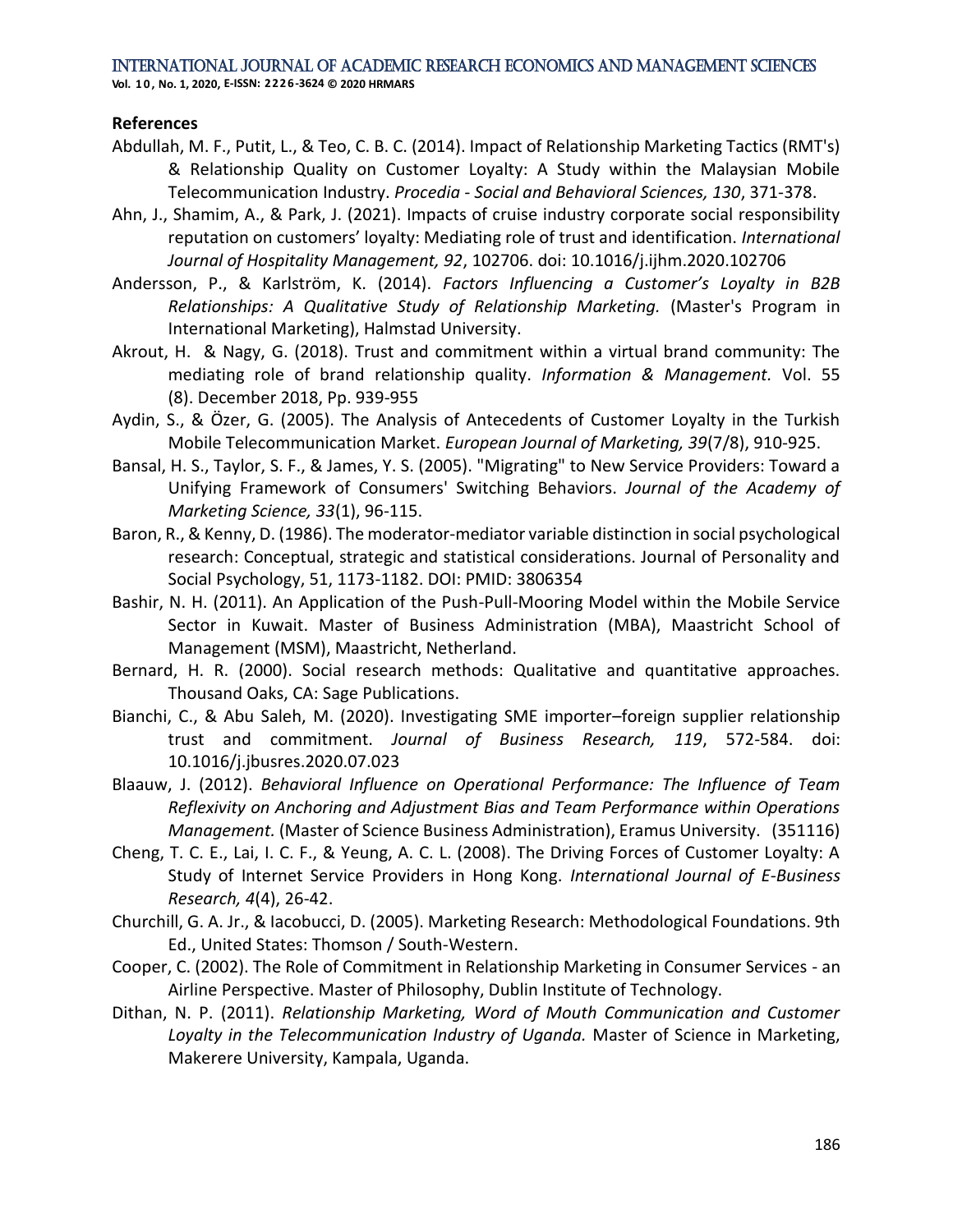## References

Abdullah, M. F., Putit, L., & Teo, C. B. C. (2014). Impact of Relationship Marketing Tactics (RMT's) & Relationship Quality on Customer Loyalty: A Study within the Malaysian Mobile Telecommunication Industry. *Procedia - Social and Behavioral Sciences, 130*, 371-378.

Ahn, J., Shamim, A., & Park, J. (2021). Impacts of cruise industry corporate social responsibility reputation on customers' loyalty: Mediating role of trust and identification. *International Journal of Hospitality Management, 92*, 102706. doi: 10.1016/j.ijhm.2020.102706

Andersson, P., & Karlström, K. (2014). *Factors Influencing a Customer's Loyalty in B2B Relationships: A Qualitative Study of Relationship Marketing.* (Master's Program in International Marketing), Halmstad University.

Akrout, H. & Nagy, G. (2018). Trust and commitment within a virtual brand community: The mediating role of brand relationship quality. *Information & Management.* Vol. 55 (8). December 2018, Pp. 939-955

Aydin, S., & Özer, G. (2005). The Analysis of Antecedents of Customer Loyalty in the Turkish Mobile Telecommunication Market. *European Journal of Marketing, 39*(7/8), 910-925.

Bansal, H. S., Taylor, S. F., & James, Y. S. (2005). "Migrating" to New Service Providers: Toward a Unifying Framework of Consumers' Switching Behaviors. *Journal of the Academy of Marketing Science, 33*(1), 96-115.

Baron, R., & Kenny, D. (1986). The moderator-mediator variable distinction in social psychological research: Conceptual, strategic and statistical considerations. Journal of Personality and Social Psychology, 51, 1173-1182. DOI: PMID: 3806354

Bashir, N. H. (2011). An Application of the Push-Pull-Mooring Model within the Mobile Service Sector in Kuwait. Master of Business Administration (MBA), Maastricht School of Management (MSM), Maastricht, Netherland.

Bernard, H. R. (2000). Social research methods: Qualitative and quantitative approaches. Thousand Oaks, CA: Sage Publications.

Bianchi, C., & Abu Saleh, M. (2020). Investigating SME importer–foreign supplier relationship trust and commitment. *Journal of Business Research, 119*, 572-584. doi: 10.1016/j.jbusres.2020.07.023

Blaauw, J. (2012). *Behavioral Influence on Operational Performance: The Influence of Team Reflexivity on Anchoring and Adjustment Bias and Team Performance within Operations Management.* (Master of Science Business Administration), Eramus University. (351116)

Cheng, T. C. E., Lai, I. C. F., & Yeung, A. C. L. (2008). The Driving Forces of Customer Loyalty: A Study of Internet Service Providers in Hong Kong. *International Journal of E-Business Research, 4*(4), 26-42.

Churchill, G. A. Jr., & Iacobucci, D. (2005). Marketing Research: Methodological Foundations. 9th Ed., United States: Thomson / South-Western.

Cooper, C. (2002). The Role of Commitment in Relationship Marketing in Consumer Services - an Airline Perspective. Master of Philosophy, Dublin Institute of Technology.

Dithan, N. P. (2011). *Relationship Marketing, Word of Mouth Communication and Customer Loyalty in the Telecommunication Industry of Uganda.* Master of Science in Marketing, Makerere University, Kampala, Uganda.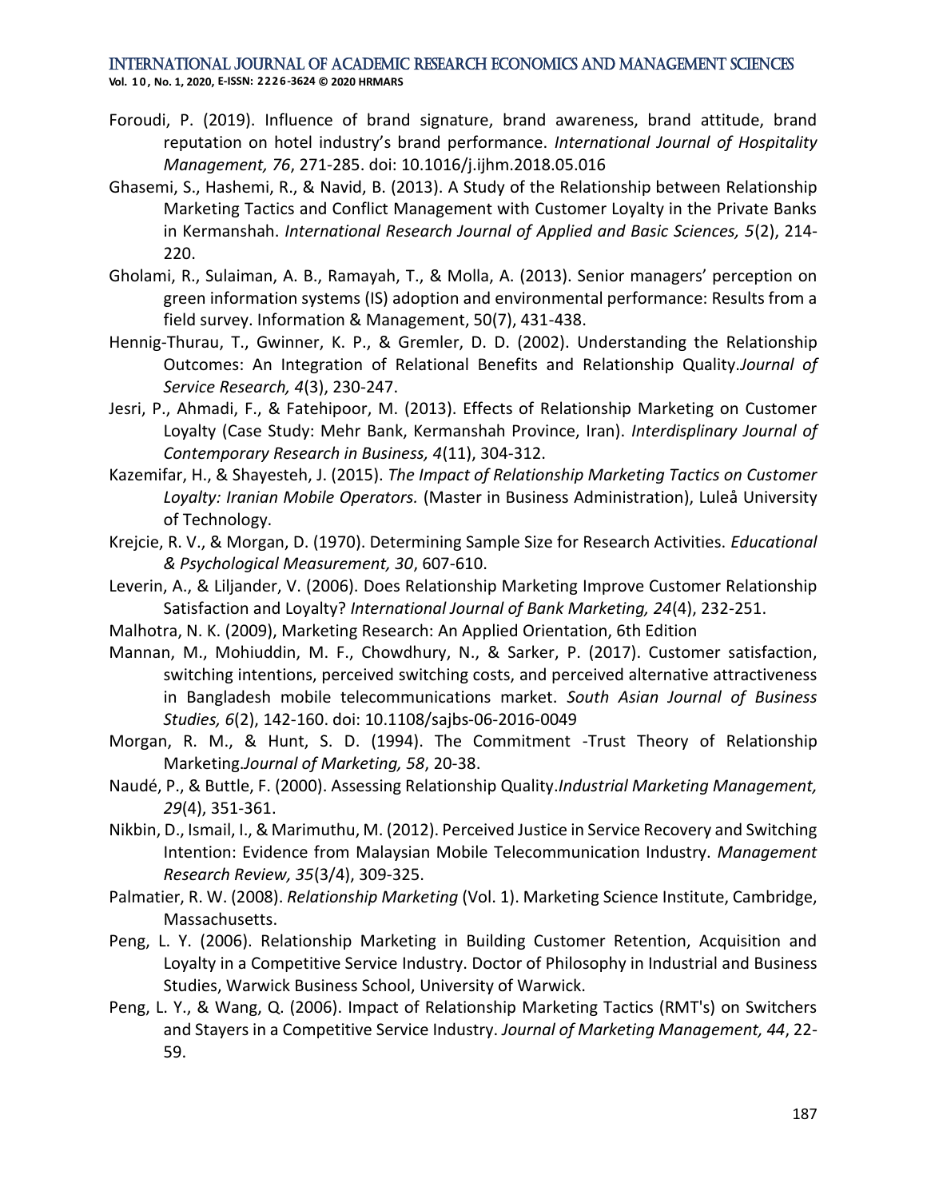Foroudi, P. (2019). Influence of brand signature, brand awareness, brand attitude, brand reputation on hotel industry's brand performance. *International Journal of Hospitality Management, 76*, 271-285. doi: 10.1016/j.ijhm.2018.05.016

Ghasemi, S., Hashemi, R., & Navid, B. (2013). A Study of the Relationship between Relationship Marketing Tactics and Conflict Management with Customer Loyalty in the Private Banks in Kermanshah. *International Research Journal of Applied and Basic Sciences, 5*(2), 214-220.

Gholami, R., Sulaiman, A. B., Ramayah, T., & Molla, A. (2013). Senior managers' perception on green information systems (IS) adoption and environmental performance: Results from a field survey. Information & Management, 50(7), 431-438.

Hennig-Thurau, T., Gwinner, K. P., & Gremler, D. D. (2002). Understanding the Relationship Outcomes: An Integration of Relational Benefits and Relationship Quality.*Journal of Service Research, 4*(3), 230-247.

Jesri, P., Ahmadi, F., & Fatehipoor, M. (2013). Effects of Relationship Marketing on Customer Loyalty (Case Study: Mehr Bank, Kermanshah Province, Iran). *Interdisplinary Journal of Contemporary Research in Business, 4*(11), 304-312.

Kazemifar, H., & Shayesteh, J. (2015). *The Impact of Relationship Marketing Tactics on Customer Loyalty: Iranian Mobile Operators.* (Master in Business Administration), Luleå University of Technology.

Krejcie, R. V., & Morgan, D. (1970). Determining Sample Size for Research Activities. *Educational & Psychological Measurement, 30*, 607-610.

Leverin, A., & Liljander, V. (2006). Does Relationship Marketing Improve Customer Relationship Satisfaction and Loyalty? *International Journal of Bank Marketing, 24*(4), 232-251.

Malhotra, N. K. (2009), Marketing Research: An Applied Orientation, 6th Edition

Mannan, M., Mohiuddin, M. F., Chowdhury, N., & Sarker, P. (2017). Customer satisfaction, switching intentions, perceived switching costs, and perceived alternative attractiveness in Bangladesh mobile telecommunications market. *South Asian Journal of Business Studies, 6*(2), 142-160. doi: 10.1108/sajbs-06-2016-0049

Morgan, R. M., & Hunt, S. D. (1994). The Commitment -Trust Theory of Relationship Marketing.*Journal of Marketing, 58*, 20-38.

Naudé, P., & Buttle, F. (2000). Assessing Relationship Quality.*Industrial Marketing Management, 29*(4), 351-361.

Nikbin, D., Ismail, I., & Marimuthu, M. (2012). Perceived Justice in Service Recovery and Switching Intention: Evidence from Malaysian Mobile Telecommunication Industry. *Management Research Review, 35*(3/4), 309-325.

Palmatier, R. W. (2008). *Relationship Marketing* (Vol. 1). Marketing Science Institute, Cambridge, Massachusetts.

Peng, L. Y. (2006). Relationship Marketing in Building Customer Retention, Acquisition and Loyalty in a Competitive Service Industry. Doctor of Philosophy in Industrial and Business Studies, Warwick Business School, University of Warwick.

Peng, L. Y., & Wang, Q. (2006). Impact of Relationship Marketing Tactics (RMT's) on Switchers and Stayers in a Competitive Service Industry. *Journal of Marketing Management, 44*, 22-59.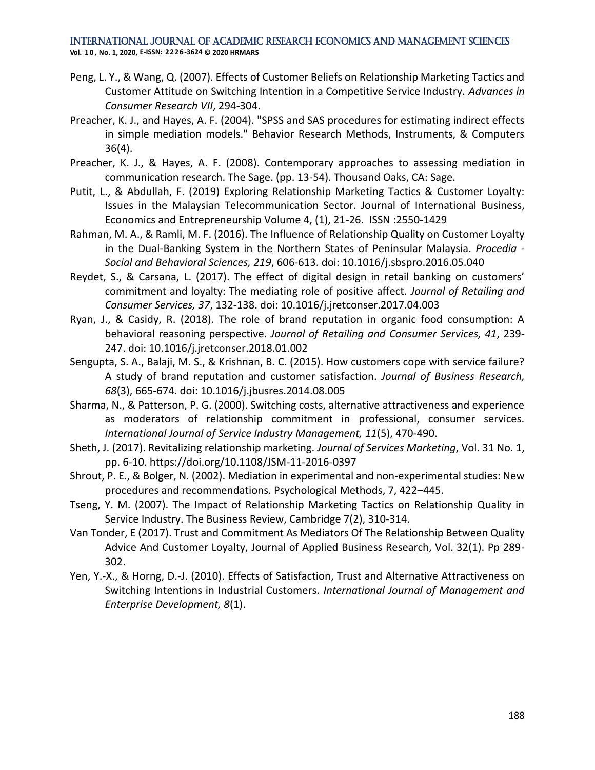Peng, L. Y., & Wang, Q. (2007). Effects of Customer Beliefs on Relationship Marketing Tactics and Customer Attitude on Switching Intention in a Competitive Service Industry. *Advances in Consumer Research VII*, 294-304.

Preacher, K. J., and Hayes, A. F. (2004). "SPSS and SAS procedures for estimating indirect effects in simple mediation models." Behavior Research Methods, Instruments, & Computers 36(4).

Preacher, K. J., & Hayes, A. F. (2008). Contemporary approaches to assessing mediation in communication research. The Sage. (pp. 13-54). Thousand Oaks, CA: Sage.

Putit, L., & Abdullah, F. (2019) Exploring Relationship Marketing Tactics & Customer Loyalty: Issues in the Malaysian Telecommunication Sector. Journal of International Business, Economics and Entrepreneurship Volume 4, (1), 21-26. ISSN :2550-1429

Rahman, M. A., & Ramli, M. F. (2016). The Influence of Relationship Quality on Customer Loyalty in the Dual-Banking System in the Northern States of Peninsular Malaysia. *Procedia - Social and Behavioral Sciences, 219*, 606-613. doi: 10.1016/j.sbspro.2016.05.040

Reydet, S., & Carsana, L. (2017). The effect of digital design in retail banking on customers' commitment and loyalty: The mediating role of positive affect. *Journal of Retailing and Consumer Services, 37*, 132-138. doi: 10.1016/j.jretconser.2017.04.003

Ryan, J., & Casidy, R. (2018). The role of brand reputation in organic food consumption: A behavioral reasoning perspective. *Journal of Retailing and Consumer Services, 41*, 239-247. doi: 10.1016/j.jretconser.2018.01.002

Sengupta, S. A., Balaji, M. S., & Krishnan, B. C. (2015). How customers cope with service failure? A study of brand reputation and customer satisfaction. *Journal of Business Research, 68*(3), 665-674. doi: 10.1016/j.jbusres.2014.08.005

Sharma, N., & Patterson, P. G. (2000). Switching costs, alternative attractiveness and experience as moderators of relationship commitment in professional, consumer services. *International Journal of Service Industry Management, 11*(5), 470-490.

Sheth, J. (2017). Revitalizing relationship marketing. *Journal of Services Marketing*, Vol. 31 No. 1, pp. 6-10. https://doi.org/10.1108/JSM-11-2016-0397

Shrout, P. E., & Bolger, N. (2002). Mediation in experimental and non-experimental studies: New procedures and recommendations. Psychological Methods, 7, 422–445.

Tseng, Y. M. (2007). The Impact of Relationship Marketing Tactics on Relationship Quality in Service Industry. The Business Review, Cambridge 7(2), 310-314.

Van Tonder, E (2017). Trust and Commitment As Mediators Of The Relationship Between Quality Advice And Customer Loyalty, Journal of Applied Business Research, Vol. 32(1). Pp 289-302.

Yen, Y.-X., & Horng, D.-J. (2010). Effects of Satisfaction, Trust and Alternative Attractiveness on Switching Intentions in Industrial Customers. *International Journal of Management and Enterprise Development, 8*(1).